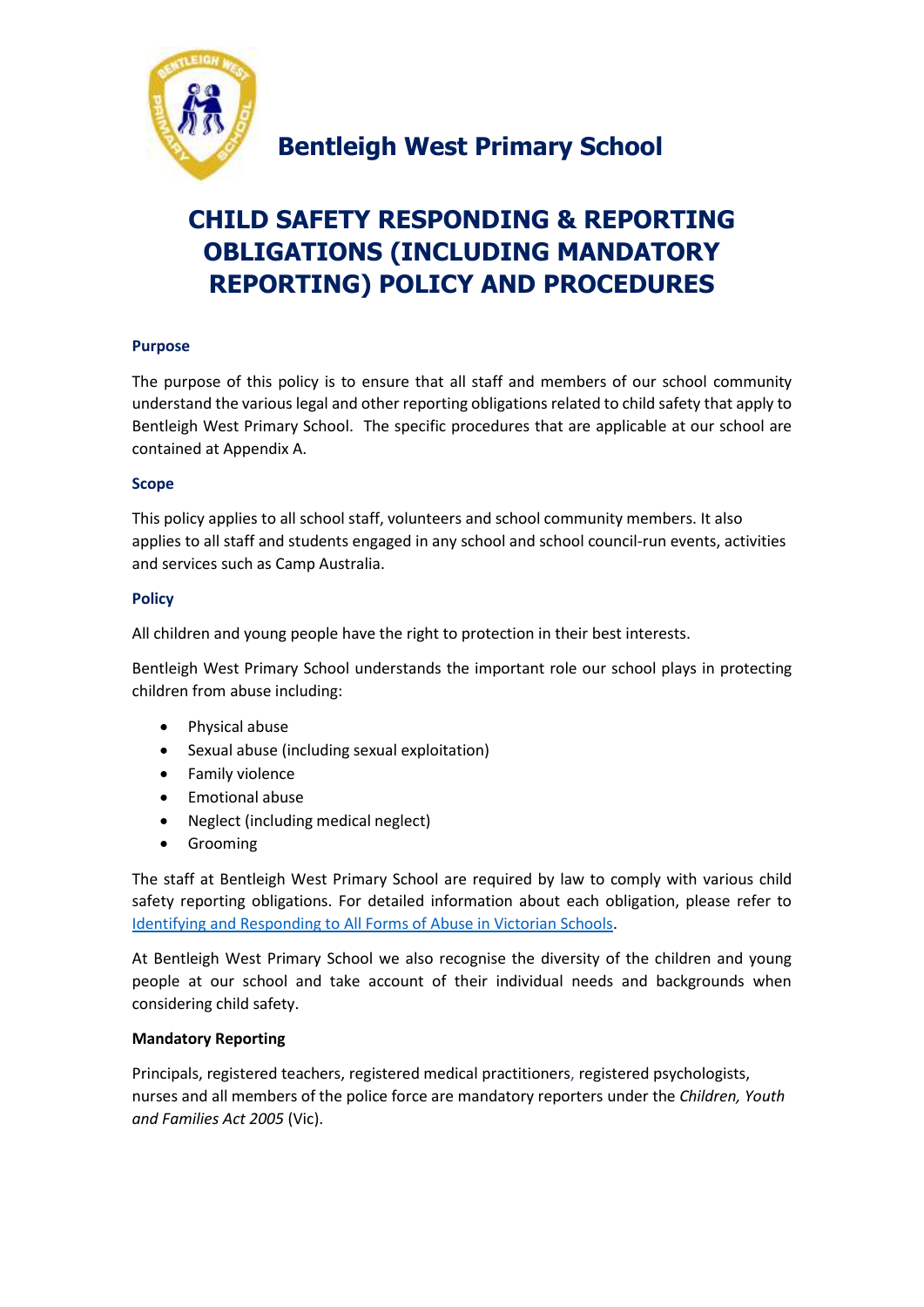# Bentleigh West Primary School

# CHILD SAFETY RESPONDING & REPORTING OBLIGATIONS (INCLUDING MANDATORY REPORTING) POLICY AND PROCEDURES

## Purpose

The purpose of this policy is to ensure that all staff and members of our school community understand the various legal and other reporting obligations related to child safety that apply to Bentleigh West Primary School. The specific procedures that are applicable at our school are contained at Appendix A.

## Scope

This policy applies to all school staff, volunteers and school community members. It also applies to all staff and students engaged in any school and school council-run events, activities and services such as Camp Australia.

## Policy

All children and young people have the right to protection in their best interests.

Bentleigh West Primary School understands the important role our school plays in protecting children from abuse including:

- Physical abuse
- Sexual abuse (including sexual exploitation)
- Family violence
- Emotional abuse
- Neglect (including medical neglect)
- Grooming

The staff at Bentleigh West Primary School are required by law to comply with various child safety reporting obligations. For detailed information about each obligation, please refer to Identifying and Responding to All Forms of Abuse in Victorian Schools.

At Bentleigh West Primary School we also recognise the diversity of the children and young people at our school and take account of their individual needs and backgrounds when considering child safety.

**Mandatory Reporting**

Principals, registered teachers, registered medical practitioners, registered psychologists, nurses and all members of the police force are mandatory reporters under the *Children, Youth and Families Act 2005* (Vic).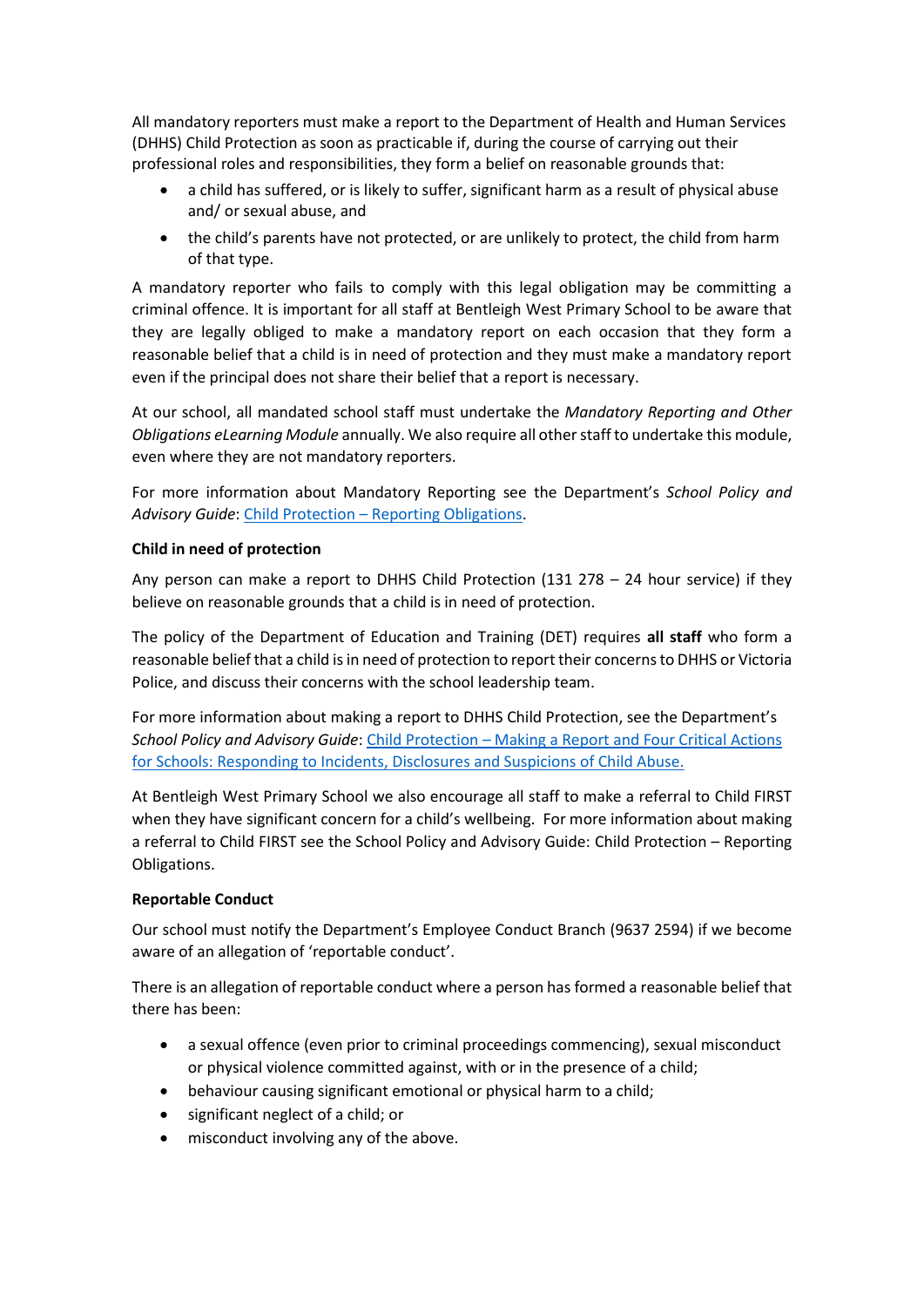All mandatory reporters must make a report to the Department of Health and Human Services (DHHS) Child Protection as soon as practicable if, during the course of carrying out their professional roles and responsibilities, they form a belief on reasonable grounds that:

- a child has suffered, or is likely to suffer, significant harm as a result of physical abuse and/ or sexual abuse, and
- the child's parents have not protected, or are unlikely to protect, the child from harm of that type.

A mandatory reporter who fails to comply with this legal obligation may be committing a criminal offence. It is important for all staff at Bentleigh West Primary School to be aware that they are legally obliged to make a mandatory report on each occasion that they form a reasonable belief that a child is in need of protection and they must make a mandatory report even if the principal does not share their belief that a report is necessary.

At our school, all mandated school staff must undertake the *Mandatory Reporting and Other Obligations eLearning Module* annually. We also require all other staff to undertake this module, even where they are not mandatory reporters.

For more information about Mandatory Reporting see the Department's *School Policy and Advisory Guide*: Child Protection – Reporting Obligations.

**Child in need of protection**

Any person can make a report to DHHS Child Protection (131 278 – 24 hour service) if they believe on reasonable grounds that a child is in need of protection.

The policy of the Department of Education and Training (DET) requires **all staff** who form a reasonable belief that a child is in need of protection to report their concerns to DHHS or Victoria Police, and discuss their concerns with the school leadership team.

For more information about making a report to DHHS Child Protection, see the Department's *School Policy and Advisory Guide*: Child Protection – Making a Report and Four Critical Actions for Schools: Responding to Incidents, Disclosures and Suspicions of Child Abuse.

At Bentleigh West Primary School we also encourage all staff to make a referral to Child FIRST when they have significant concern for a child's wellbeing. For more information about making a referral to Child FIRST see the School Policy and Advisory Guide: Child Protection – Reporting Obligations.

**Reportable Conduct**

Our school must notify the Department's Employee Conduct Branch (9637 2594) if we become aware of an allegation of 'reportable conduct'.

There is an allegation of reportable conduct where a person has formed a reasonable belief that there has been:

- a sexual offence (even prior to criminal proceedings commencing), sexual misconduct or physical violence committed against, with or in the presence of a child;
- behaviour causing significant emotional or physical harm to a child;
- significant neglect of a child; or
- misconduct involving any of the above.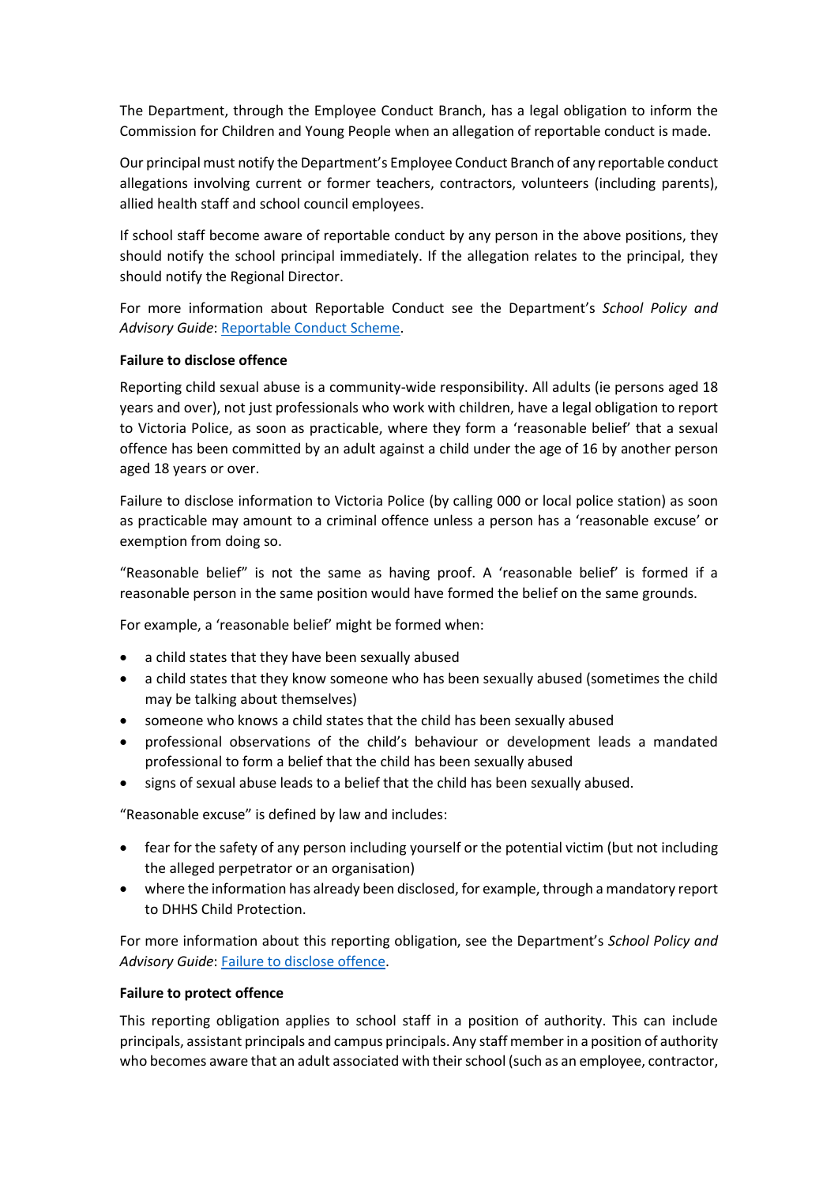The Department, through the Employee Conduct Branch, has a legal obligation to inform the Commission for Children and Young People when an allegation of reportable conduct is made.

Our principal must notify the Department's Employee Conduct Branch of any reportable conduct allegations involving current or former teachers, contractors, volunteers (including parents), allied health staff and school council employees.

If school staff become aware of reportable conduct by any person in the above positions, they should notify the school principal immediately. If the allegation relates to the principal, they should notify the Regional Director.

For more information about Reportable Conduct see the Department's *School Policy and Advisory Guide*: [Reportable Conduct Scheme](#).

**Failure to disclose offence**

Reporting child sexual abuse is a community-wide responsibility. All adults (ie persons aged 18 years and over), not just professionals who work with children, have a legal obligation to report to Victoria Police, as soon as practicable, where they form a 'reasonable belief' that a sexual offence has been committed by an adult against a child under the age of 16 by another person aged 18 years or over.

Failure to disclose information to Victoria Police (by calling 000 or local police station) as soon as practicable may amount to a criminal offence unless a person has a 'reasonable excuse' or exemption from doing so.

"Reasonable belief" is not the same as having proof. A 'reasonable belief' is formed if a reasonable person in the same position would have formed the belief on the same grounds.

For example, a 'reasonable belief' might be formed when:

- a child states that they have been sexually abused
- a child states that they know someone who has been sexually abused (sometimes the child may be talking about themselves)
- someone who knows a child states that the child has been sexually abused
- professional observations of the child's behaviour or development leads a mandated professional to form a belief that the child has been sexually abused
- signs of sexual abuse leads to a belief that the child has been sexually abused.

"Reasonable excuse" is defined by law and includes:

- fear for the safety of any person including yourself or the potential victim (but not including the alleged perpetrator or an organisation)
- where the information has already been disclosed, for example, through a mandatory report to DHHS Child Protection.

For more information about this reporting obligation, see the Department's *School Policy and Advisory Guide*: [Failure to disclose offence](#).

**Failure to protect offence**

This reporting obligation applies to school staff in a position of authority. This can include principals, assistant principals and campus principals. Any staff member in a position of authority who becomes aware that an adult associated with their school (such as an employee, contractor,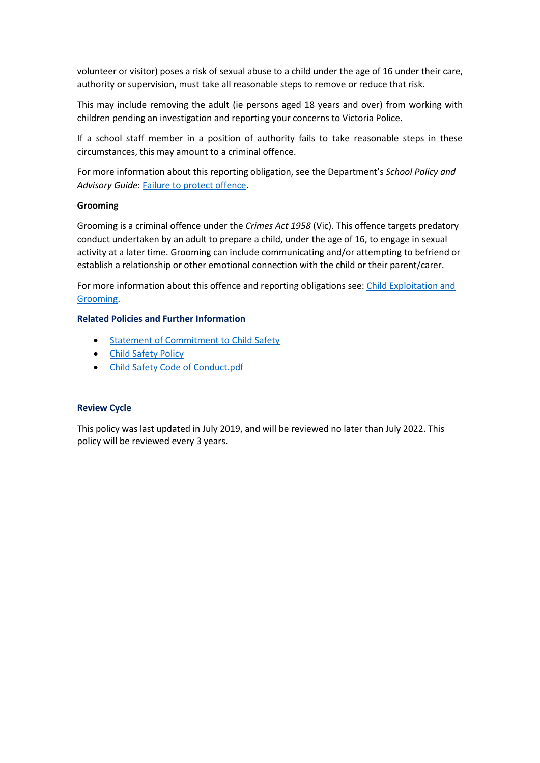volunteer or visitor) poses a risk of sexual abuse to a child under the age of 16 under their care, authority or supervision, must take all reasonable steps to remove or reduce that risk.

This may include removing the adult (ie persons aged 18 years and over) from working with children pending an investigation and reporting your concerns to Victoria Police.

If a school staff member in a position of authority fails to take reasonable steps in these circumstances, this may amount to a criminal offence.

For more information about this reporting obligation, see the Department's *School Policy and Advisory Guide*: Failure to protect offence.

**Grooming**

Grooming is a criminal offence under the *Crimes Act 1958* (Vic). This offence targets predatory conduct undertaken by an adult to prepare a child, under the age of 16, to engage in sexual activity at a later time. Grooming can include communicating and/or attempting to befriend or establish a relationship or other emotional connection with the child or their parent/carer.

For more information about this offence and reporting obligations see: Child Exploitation and Grooming.

## Related Policies and Further Information

- Statement of Commitment to Child Safety
- Child Safety Policy
- Child Safety Code of Conduct.pdf

## Review Cycle

This policy was last updated in July 2019, and will be reviewed no later than July 2022. This policy will be reviewed every 3 years.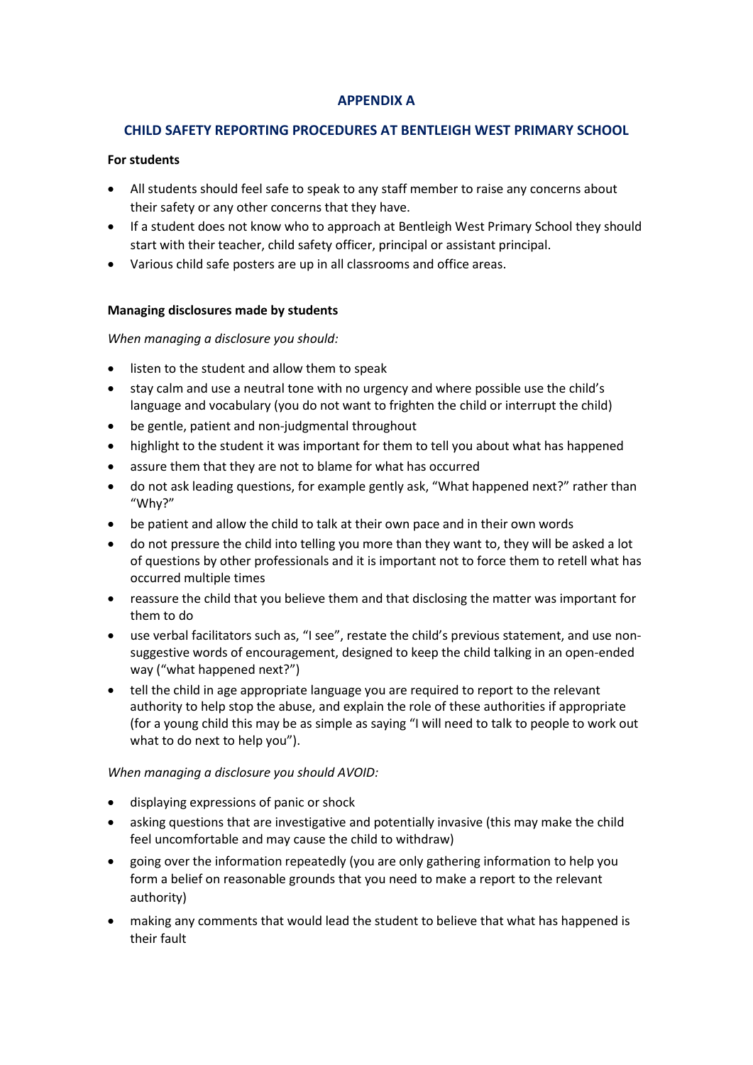## APPENDIX A

## CHILD SAFETY REPORTING PROCEDURES AT BENTLEIGH WEST PRIMARY SCHOOL

**For students**

- All students should feel safe to speak to any staff member to raise any concerns about their safety or any other concerns that they have.
- If a student does not know who to approach at Bentleigh West Primary School they should start with their teacher, child safety officer, principal or assistant principal.
- Various child safe posters are up in all classrooms and office areas.

**Managing disclosures made by students**

*When managing a disclosure you should:*

- listen to the student and allow them to speak
- stay calm and use a neutral tone with no urgency and where possible use the child's language and vocabulary (you do not want to frighten the child or interrupt the child)
- be gentle, patient and non-judgmental throughout
- highlight to the student it was important for them to tell you about what has happened
- assure them that they are not to blame for what has occurred
- do not ask leading questions, for example gently ask, "What happened next?" rather than "Why?"
- be patient and allow the child to talk at their own pace and in their own words
- do not pressure the child into telling you more than they want to, they will be asked a lot of questions by other professionals and it is important not to force them to retell what has occurred multiple times
- reassure the child that you believe them and that disclosing the matter was important for them to do
- use verbal facilitators such as, "I see", restate the child's previous statement, and use non-suggestive words of encouragement, designed to keep the child talking in an open-ended way ("what happened next?")
- tell the child in age appropriate language you are required to report to the relevant authority to help stop the abuse, and explain the role of these authorities if appropriate (for a young child this may be as simple as saying "I will need to talk to people to work out what to do next to help you").

*When managing a disclosure you should AVOID:*

- displaying expressions of panic or shock
- asking questions that are investigative and potentially invasive (this may make the child feel uncomfortable and may cause the child to withdraw)
- going over the information repeatedly (you are only gathering information to help you form a belief on reasonable grounds that you need to make a report to the relevant authority)
- making any comments that would lead the student to believe that what has happened is their fault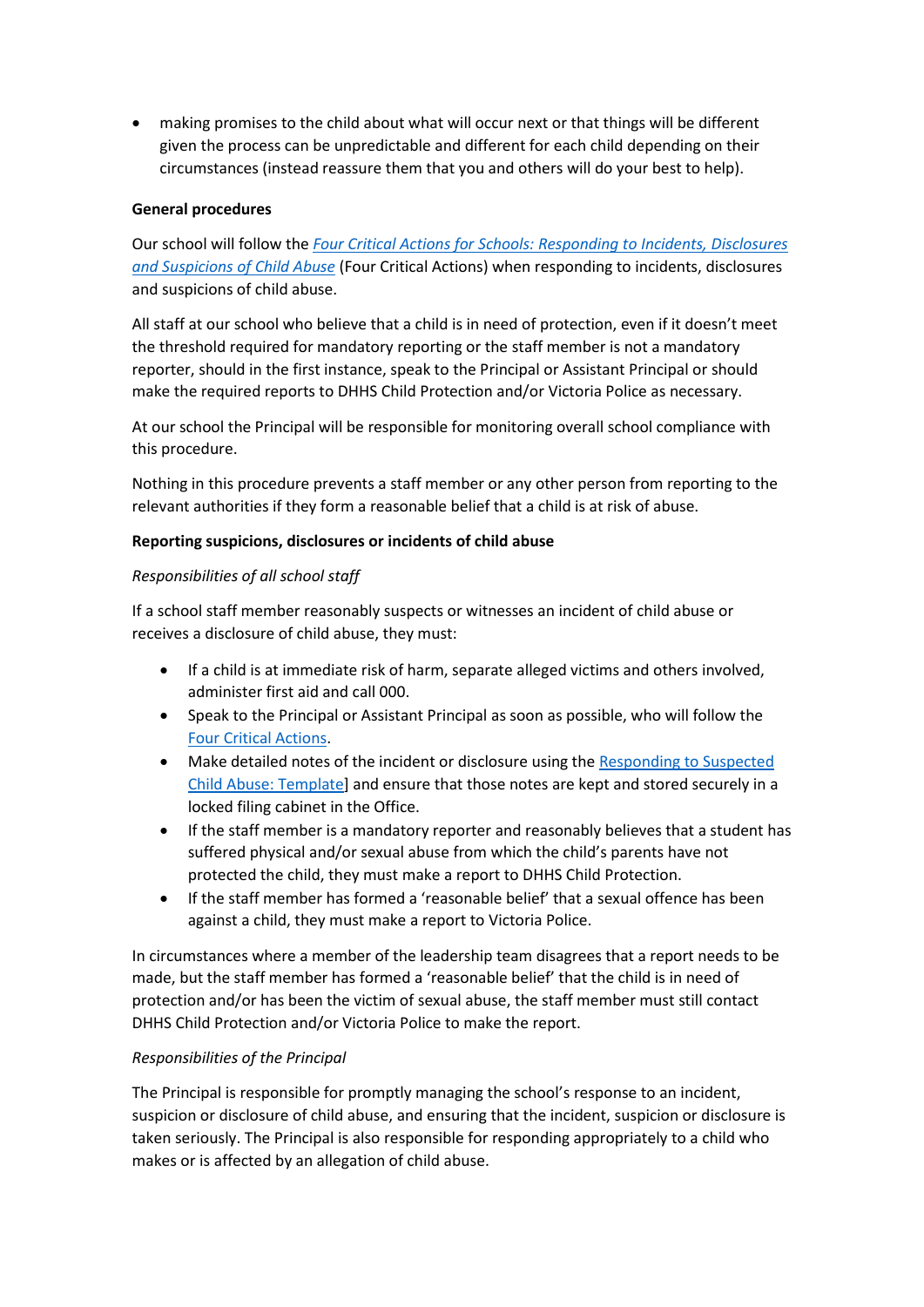- making promises to the child about what will occur next or that things will be different given the process can be unpredictable and different for each child depending on their circumstances (instead reassure them that you and others will do your best to help).

**General procedures**

Our school will follow the *Four Critical Actions for Schools: Responding to Incidents, Disclosures and Suspicions of Child Abuse* (Four Critical Actions) when responding to incidents, disclosures and suspicions of child abuse.

All staff at our school who believe that a child is in need of protection, even if it doesn't meet the threshold required for mandatory reporting or the staff member is not a mandatory reporter, should in the first instance, speak to the Principal or Assistant Principal or should make the required reports to DHHS Child Protection and/or Victoria Police as necessary.

At our school the Principal will be responsible for monitoring overall school compliance with this procedure.

Nothing in this procedure prevents a staff member or any other person from reporting to the relevant authorities if they form a reasonable belief that a child is at risk of abuse.

**Reporting suspicions, disclosures or incidents of child abuse**

*Responsibilities of all school staff*

If a school staff member reasonably suspects or witnesses an incident of child abuse or receives a disclosure of child abuse, they must:

- If a child is at immediate risk of harm, separate alleged victims and others involved, administer first aid and call 000.
- Speak to the Principal or Assistant Principal as soon as possible, who will follow the Four Critical Actions.
- Make detailed notes of the incident or disclosure using the Responding to Suspected Child Abuse: Template] and ensure that those notes are kept and stored securely in a locked filing cabinet in the Office.
- If the staff member is a mandatory reporter and reasonably believes that a student has suffered physical and/or sexual abuse from which the child's parents have not protected the child, they must make a report to DHHS Child Protection.
- If the staff member has formed a 'reasonable belief' that a sexual offence has been against a child, they must make a report to Victoria Police.

In circumstances where a member of the leadership team disagrees that a report needs to be made, but the staff member has formed a 'reasonable belief' that the child is in need of protection and/or has been the victim of sexual abuse, the staff member must still contact DHHS Child Protection and/or Victoria Police to make the report.

*Responsibilities of the Principal*

The Principal is responsible for promptly managing the school's response to an incident, suspicion or disclosure of child abuse, and ensuring that the incident, suspicion or disclosure is taken seriously. The Principal is also responsible for responding appropriately to a child who makes or is affected by an allegation of child abuse.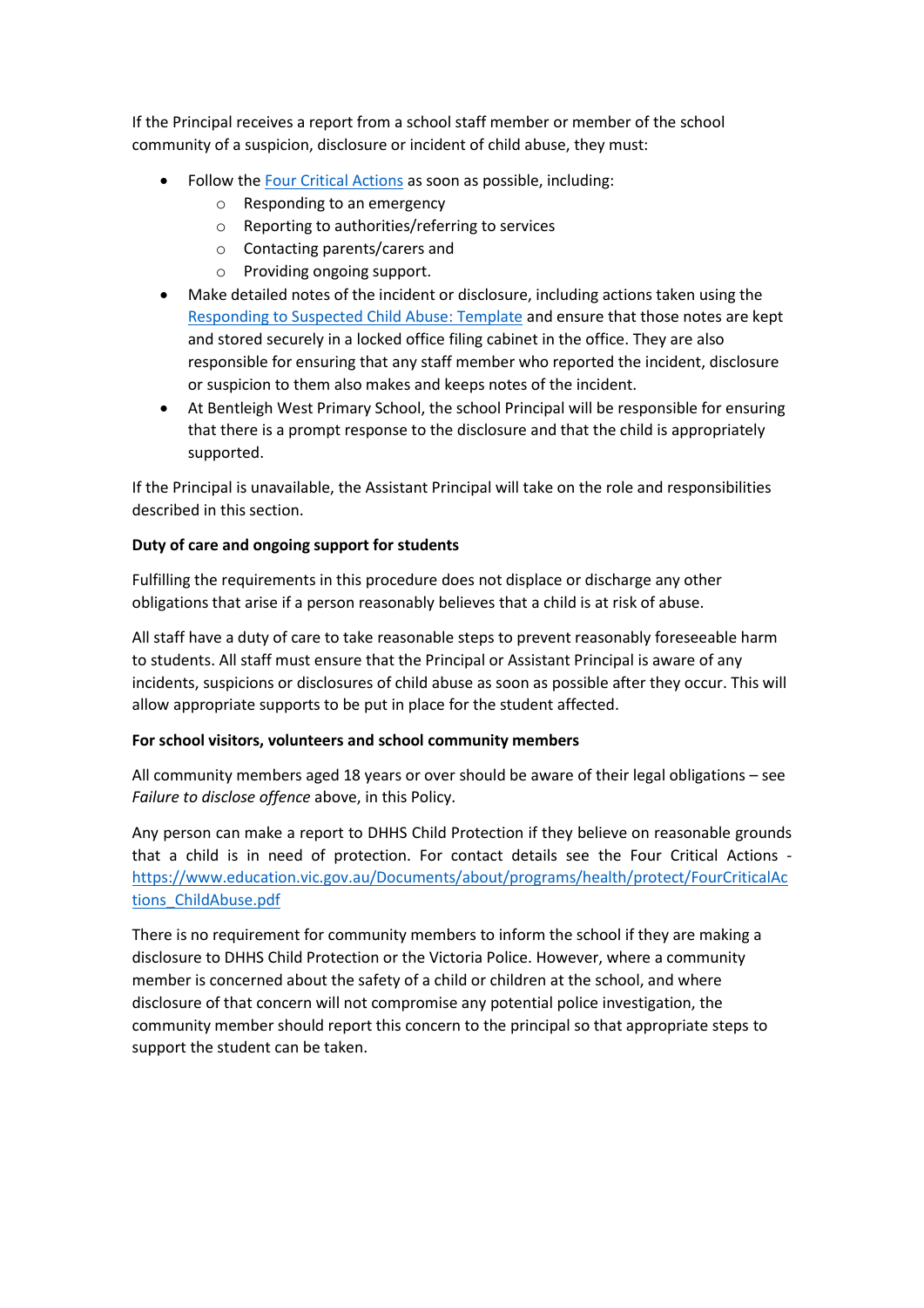If the Principal receives a report from a school staff member or member of the school community of a suspicion, disclosure or incident of child abuse, they must:

- Follow the [Four Critical Actions](https://www.education.vic.gov.au/Documents/about/programs/health/protect/FourCriticalActions_ChildAbuse.pdf) as soon as possible, including:
  - Responding to an emergency
  - Reporting to authorities/referring to services
  - Contacting parents/carers and
  - Providing ongoing support.
- Make detailed notes of the incident or disclosure, including actions taken using the Responding to Suspected Child Abuse: Template and ensure that those notes are kept and stored securely in a locked office filing cabinet in the office. They are also responsible for ensuring that any staff member who reported the incident, disclosure or suspicion to them also makes and keeps notes of the incident.
- At Bentleigh West Primary School, the school Principal will be responsible for ensuring that there is a prompt response to the disclosure and that the child is appropriately supported.

If the Principal is unavailable, the Assistant Principal will take on the role and responsibilities described in this section.

**Duty of care and ongoing support for students**

Fulfilling the requirements in this procedure does not displace or discharge any other obligations that arise if a person reasonably believes that a child is at risk of abuse.

All staff have a duty of care to take reasonable steps to prevent reasonably foreseeable harm to students. All staff must ensure that the Principal or Assistant Principal is aware of any incidents, suspicions or disclosures of child abuse as soon as possible after they occur. This will allow appropriate supports to be put in place for the student affected.

**For school visitors, volunteers and school community members**

All community members aged 18 years or over should be aware of their legal obligations – see *Failure to disclose offence* above, in this Policy.

Any person can make a report to DHHS Child Protection if they believe on reasonable grounds that a child is in need of protection. For contact details see the Four Critical Actions - https://www.education.vic.gov.au/Documents/about/programs/health/protect/FourCriticalActions_ChildAbuse.pdf

There is no requirement for community members to inform the school if they are making a disclosure to DHHS Child Protection or the Victoria Police. However, where a community member is concerned about the safety of a child or children at the school, and where disclosure of that concern will not compromise any potential police investigation, the community member should report this concern to the principal so that appropriate steps to support the student can be taken.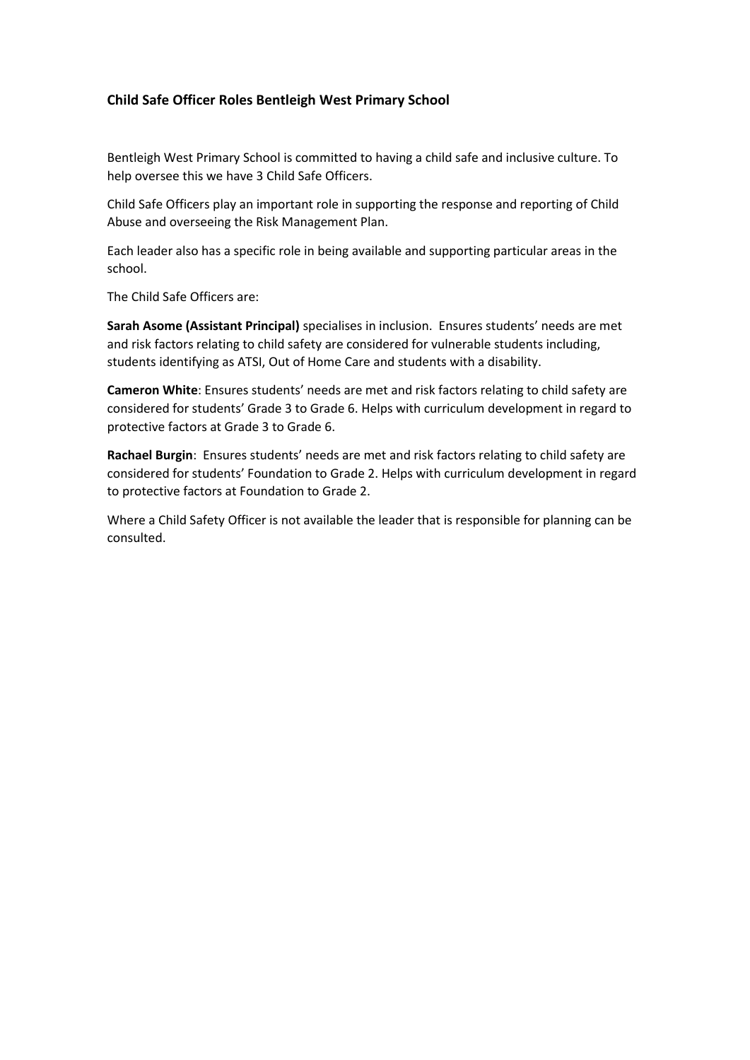## Child Safe Officer Roles Bentleigh West Primary School

Bentleigh West Primary School is committed to having a child safe and inclusive culture. To help oversee this we have 3 Child Safe Officers.

Child Safe Officers play an important role in supporting the response and reporting of Child Abuse and overseeing the Risk Management Plan.

Each leader also has a specific role in being available and supporting particular areas in the school.

The Child Safe Officers are:

**Sarah Asome (Assistant Principal)** specialises in inclusion. Ensures students' needs are met and risk factors relating to child safety are considered for vulnerable students including, students identifying as ATSI, Out of Home Care and students with a disability.

**Cameron White**: Ensures students' needs are met and risk factors relating to child safety are considered for students' Grade 3 to Grade 6. Helps with curriculum development in regard to protective factors at Grade 3 to Grade 6.

**Rachael Burgin**: Ensures students' needs are met and risk factors relating to child safety are considered for students' Foundation to Grade 2. Helps with curriculum development in regard to protective factors at Foundation to Grade 2.

Where a Child Safety Officer is not available the leader that is responsible for planning can be consulted.